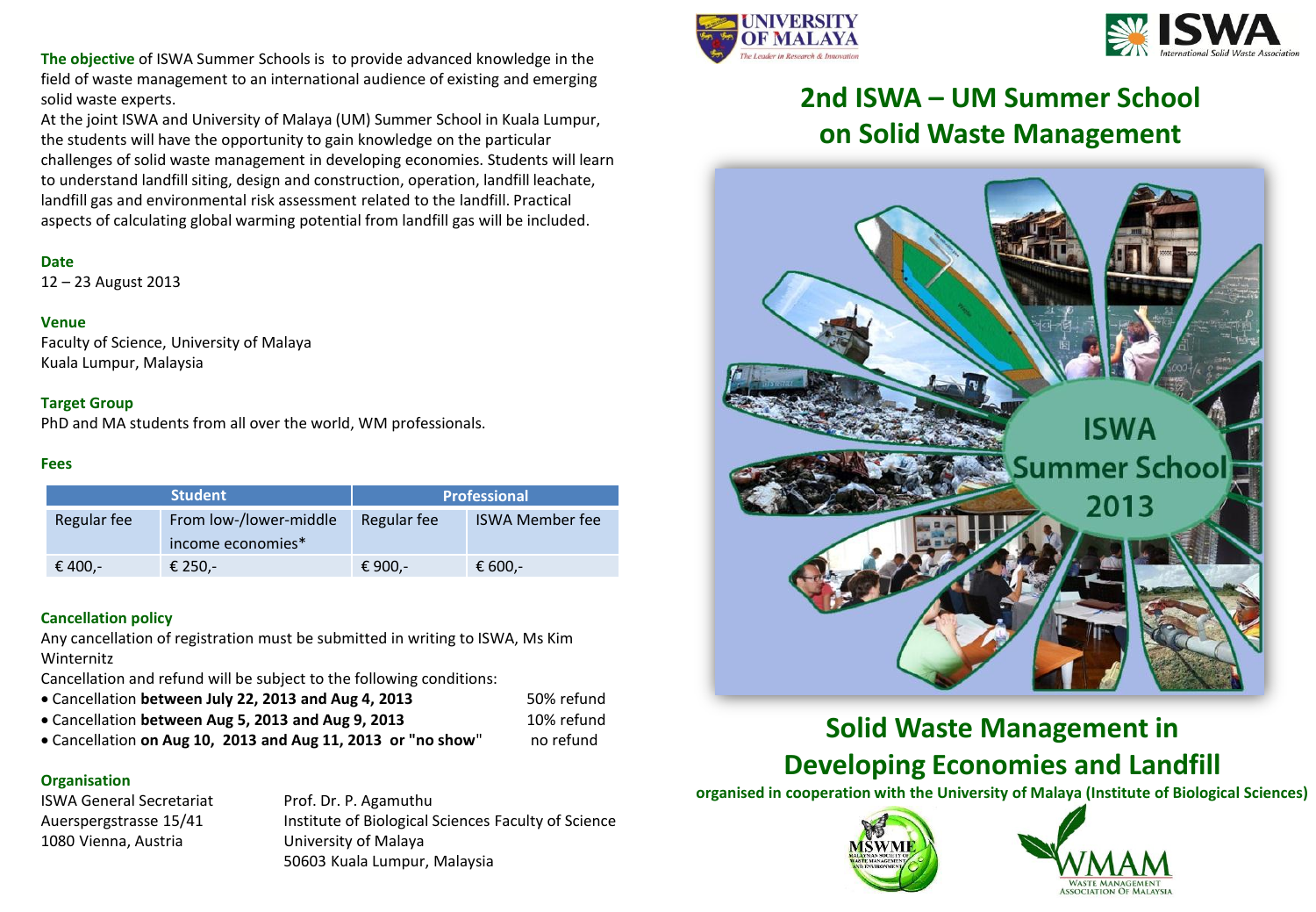**The objective** of ISWA Summer Schools is to provide advanced knowledge in the field of waste management to an international audience of existing and emerging solid waste experts.

At the joint ISWA and University of Malaya (UM) Summer School in Kuala Lumpur, the students will have the opportunity to gain knowledge on the particular challenges of solid waste management in developing economies. Students will learn to understand landfill siting, design and construction, operation, landfill leachate, landfill gas and environmental risk assessment related to the landfill. Practical aspects of calculating global warming potential from landfill gas will be included.

### Date

12 – 23 August 2013

### Venue

Faculty of Science, University of Malaya
Kuala Lumpur, Malaysia

### Target Group

PhD and MA students from all over the world, WM professionals.

### Fees

| Student | | Professional | |
|---|---|---|---|
| Regular fee | From low-/lower-middle income economies* | Regular fee | ISWA Member fee |
| € 400,- | € 250,- | € 900,- | € 600,- |

### Cancellation policy

Any cancellation of registration must be submitted in writing to ISWA, Ms Kim Winternitz

Cancellation and refund will be subject to the following conditions:

- Cancellation **between July 22, 2013 and Aug 4, 2013** 50% refund
- Cancellation **between Aug 5, 2013 and Aug 9, 2013** 10% refund
- Cancellation **on Aug 10, 2013 and Aug 11, 2013 or "no show"** no refund

### Organisation

ISWA General Secretariat
Auerspergstrasse 15/41
1080 Vienna, Austria

Prof. Dr. P. Agamuthu
Institute of Biological Sciences Faculty of Science
University of Malaya
50603 Kuala Lumpur, Malaysia

UNIVERSITY OF MALAYA
*The Leader in Research & Innovation*

ISWA
*International Solid Waste Association*

# 2nd ISWA – UM Summer School on Solid Waste Management

ISWA Summer School 2013

## Solid Waste Management in Developing Economies and Landfill

**organised in cooperation with the University of Malaya (Institute of Biological Sciences)**

MSWME – Malaysian Society of Waste Management and Environment

WMAM – Waste Management Association of Malaysia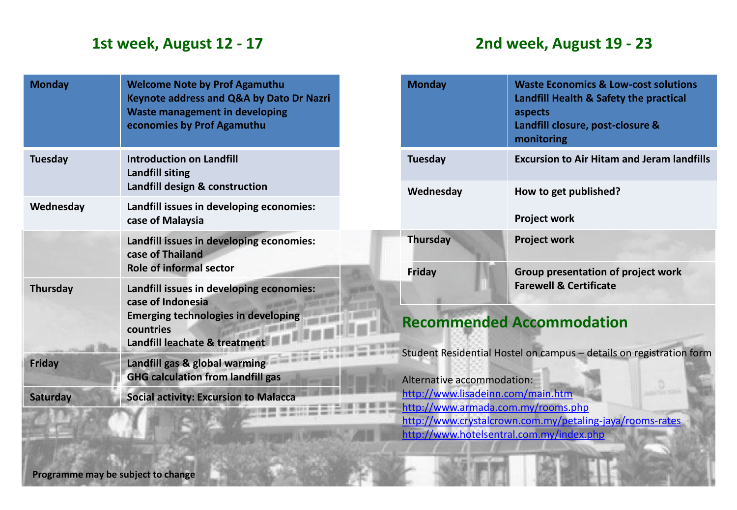## 1st week, August 12 - 17

| Monday | Welcome Note by Prof Agamuthu<br>Keynote address and Q&A by Dato Dr Nazri<br>Waste management in developing economies by Prof Agamuthu |
|---|---|
| Tuesday | Introduction on Landfill<br>Landfill siting<br>Landfill design & construction |
| Wednesday | Landfill issues in developing economies: case of Malaysia |
| | Landfill issues in developing economies: case of Thailand<br>Role of informal sector |
| Thursday | Landfill issues in developing economies: case of Indonesia<br>Emerging technologies in developing countries<br>Landfill leachate & treatment |
| Friday | Landfill gas & global warming<br>GHG calculation from landfill gas |
| Saturday | Social activity: Excursion to Malacca |

**Programme may be subject to change**

## 2nd week, August 19 - 23

| Monday | Waste Economics & Low-cost solutions<br>Landfill Health & Safety the practical aspects<br>Landfill closure, post-closure & monitoring |
|---|---|
| Tuesday | Excursion to Air Hitam and Jeram landfills |
| Wednesday | How to get published?<br><br>Project work |
| Thursday | Project work |
| Friday | Group presentation of project work<br>Farewell & Certificate |

## Recommended Accommodation

Student Residential Hostel on campus – details on registration form

Alternative accommodation:
http://www.lisadeinn.com/main.htm
http://www.armada.com.my/rooms.php
http://www.crystalcrown.com.my/petaling-jaya/rooms-rates
http://www.hotelsentral.com.my/index.php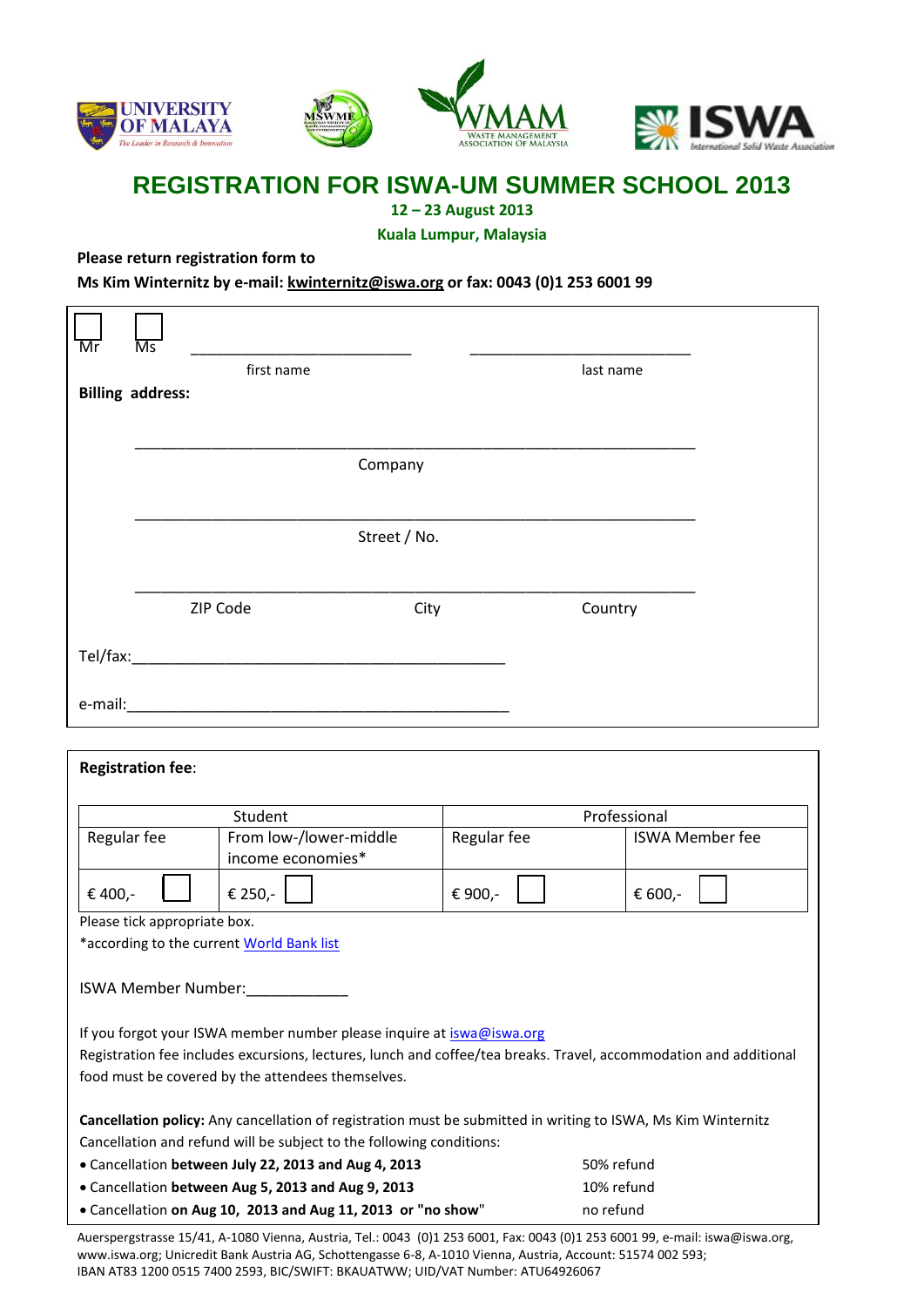# REGISTRATION FOR ISWA-UM SUMMER SCHOOL 2013

**12 – 23 August 2013**

**Kuala Lumpur, Malaysia**

**Please return registration form to**

**Ms Kim Winternitz by e-mail: kwinternitz@iswa.org or fax: 0043 (0)1 253 6001 99**

☐ Mr ☐ Ms ____________________________ ____________________________

first name last name

**Billing address:**

______________________________________________________________________

Company

______________________________________________________________________

Street / No.

______________________________________________________________________

ZIP Code City Country

Tel/fax:_______________________________________________

e-mail:________________________________________________

**Registration fee**:

| Student | | Professional | |
|---|---|---|---|
| Regular fee | From low-/lower-middle income economies* | Regular fee | ISWA Member fee |
| € 400,- ☐ | € 250,- ☐ | € 900,- ☐ | € 600,- ☐ |

Please tick appropriate box.

*according to the current World Bank list

ISWA Member Number:____________

If you forgot your ISWA member number please inquire at iswa@iswa.org

Registration fee includes excursions, lectures, lunch and coffee/tea breaks. Travel, accommodation and additional food must be covered by the attendees themselves.

**Cancellation policy:** Any cancellation of registration must be submitted in writing to ISWA, Ms Kim Winternitz

Cancellation and refund will be subject to the following conditions:

- Cancellation **between July 22, 2013 and Aug 4, 2013** 50% refund
- Cancellation **between Aug 5, 2013 and Aug 9, 2013** 10% refund
- Cancellation **on Aug 10, 2013 and Aug 11, 2013 or "no show"** no refund

Auerspergstrasse 15/41, A-1080 Vienna, Austria, Tel.: 0043 (0)1 253 6001, Fax: 0043 (0)1 253 6001 99, e-mail: iswa@iswa.org, www.iswa.org; Unicredit Bank Austria AG, Schottengasse 6-8, A-1010 Vienna, Austria, Account: 51574 002 593; IBAN AT83 1200 0515 7400 2593, BIC/SWIFT: BKAUATWW; UID/VAT Number: ATU64926067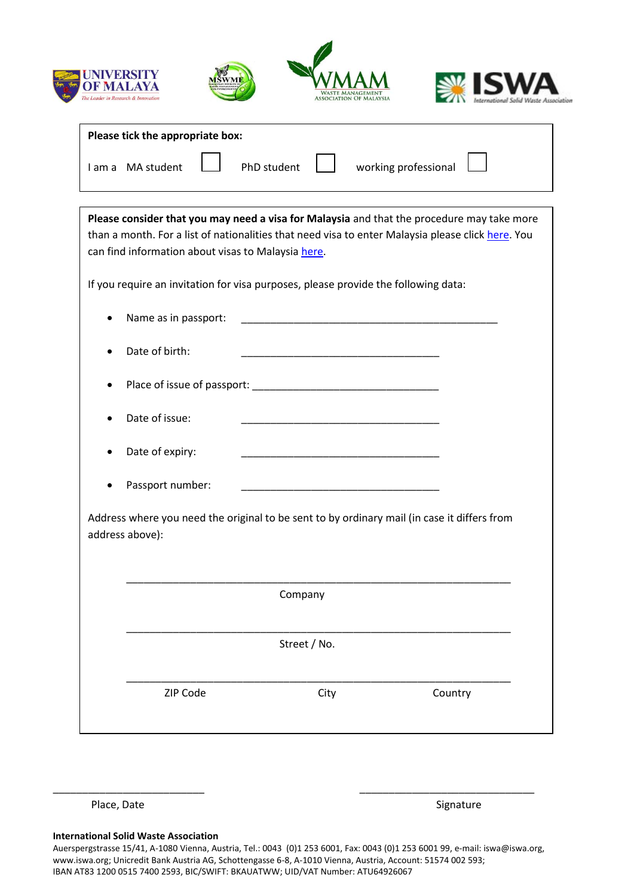**Please tick the appropriate box:**

I am a MA student ☐ PhD student ☐ working professional ☐

**Please consider that you may need a visa for Malaysia** and that the procedure may take more than a month. For a list of nationalities that need visa to enter Malaysia please click here. You can find information about visas to Malaysia here.

If you require an invitation for visa purposes, please provide the following data:

- Name as in passport: ____________________________________________
- Date of birth: __________________________________
- Place of issue of passport: __________________________________
- Date of issue: __________________________________
- Date of expiry: __________________________________
- Passport number: __________________________________

Address where you need the original to be sent to by ordinary mail (in case it differs from address above):

_________________________________________________________________

Company

_________________________________________________________________

Street / No.

_________________________________________________________________

ZIP Code City Country

___________________________ ___________________________

Place, Date Signature

**International Solid Waste Association**

Auerspergstrasse 15/41, A-1080 Vienna, Austria, Tel.: 0043 (0)1 253 6001, Fax: 0043 (0)1 253 6001 99, e-mail: iswa@iswa.org, www.iswa.org; Unicredit Bank Austria AG, Schottengasse 6-8, A-1010 Vienna, Austria, Account: 51574 002 593; IBAN AT83 1200 0515 7400 2593, BIC/SWIFT: BKAUATWW; UID/VAT Number: ATU64926067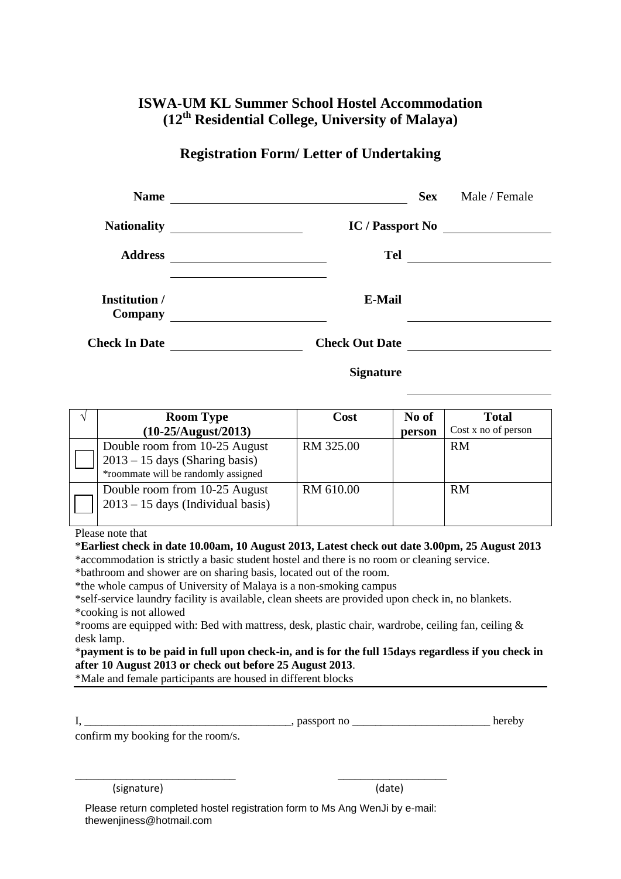# ISWA-UM KL Summer School Hostel Accommodation
# (12th Residential College, University of Malaya)

## Registration Form/ Letter of Undertaking

**Name** ______________________ **Sex** Male / Female

**Nationality** ______________________ **IC / Passport No** ______________________

**Address** ______________________ **Tel** ______________________

______________________

**Institution / Company** ______________________ **E-Mail** ______________________

**Check In Date** ______________________ **Check Out Date** ______________________

**Signature** ______________________

| √ | Room Type (10-25/August/2013) | Cost | No of person | Total Cost x no of person |
|---|---|---|---|---|
| ☐ | Double room from 10-25 August 2013 – 15 days (Sharing basis) *roommate will be randomly assigned | RM 325.00 | | RM |
| ☐ | Double room from 10-25 August 2013 – 15 days (Individual basis) | RM 610.00 | | RM |

Please note that

***Earliest check in date 10.00am, 10 August 2013, Latest check out date 3.00pm, 25 August 2013**

*accommodation is strictly a basic student hostel and there is no room or cleaning service.

*bathroom and shower are on sharing basis, located out of the room.

*the whole campus of University of Malaya is a non-smoking campus

*self-service laundry facility is available, clean sheets are provided upon check in, no blankets.

*cooking is not allowed

*rooms are equipped with: Bed with mattress, desk, plastic chair, wardrobe, ceiling fan, ceiling & desk lamp.

***payment is to be paid in full upon check-in, and is for the full 15days regardless if you check in after 10 August 2013 or check out before 25 August 2013**.

*Male and female participants are housed in different blocks

---

I, ____________________________________, passport no ________________________ hereby confirm my booking for the room/s.

____________________________ (signature)

____________________ (date)

Please return completed hostel registration form to Ms Ang WenJi by e-mail: thewenjiness@hotmail.com